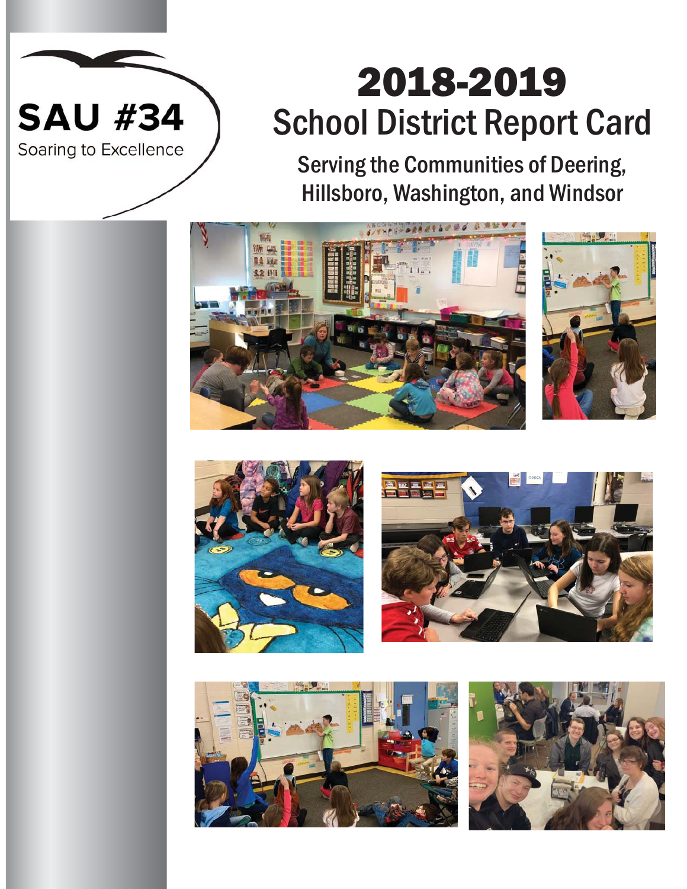SAU #34

Soaring to Excellence

# 2018-2019
# School District Report Card

## Serving the Communities of Deering, Hillsboro, Washington, and Windsor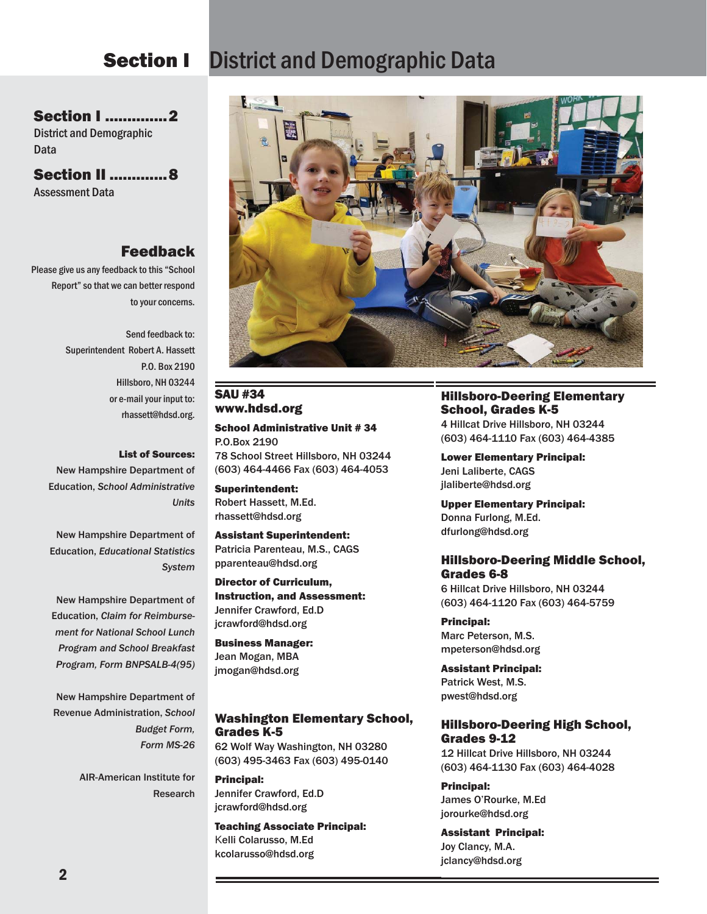# Section I District and Demographic Data

**Section I .............2**
District and Demographic Data

**Section II .............8**
Assessment Data

## Feedback

Please give us any feedback to this "School Report" so that we can better respond to your concerns.

Send feedback to:
Superintendent Robert A. Hassett
P.O. Box 2190
Hillsboro, NH 03244
or e-mail your input to:
rhassett@hdsd.org.

**List of Sources:**

New Hampshire Department of Education, *School Administrative Units*

New Hampshire Department of Education, *Educational Statistics System*

New Hampshire Department of Education, *Claim for Reimbursement for National School Lunch Program and School Breakfast Program, Form BNPSALB-4(95)*

New Hampshire Department of Revenue Administration, *School Budget Form, Form MS-26*

AIR-American Institute for Research

## SAU #34
## www.hdsd.org

**School Administrative Unit # 34**
P.O.Box 2190
78 School Street Hillsboro, NH 03244
(603) 464-4466 Fax (603) 464-4053

**Superintendent:**
Robert Hassett, M.Ed.
rhassett@hdsd.org

**Assistant Superintendent:**
Patricia Parenteau, M.S., CAGS
pparenteau@hdsd.org

**Director of Curriculum, Instruction, and Assessment:**
Jennifer Crawford, Ed.D
jcrawford@hdsd.org

**Business Manager:**
Jean Mogan, MBA
jmogan@hdsd.org

## Washington Elementary School, Grades K-5

62 Wolf Way Washington, NH 03280
(603) 495-3463 Fax (603) 495-0140

**Principal:**
Jennifer Crawford, Ed.D
jcrawford@hdsd.org

**Teaching Associate Principal:**
Kelli Colarusso, M.Ed
kcolarusso@hdsd.org

## Hillsboro-Deering Elementary School, Grades K-5

4 Hillcat Drive Hillsboro, NH 03244
(603) 464-1110 Fax (603) 464-4385

**Lower Elementary Principal:**
Jeni Laliberte, CAGS
jlaliberte@hdsd.org

**Upper Elementary Principal:**
Donna Furlong, M.Ed.
dfurlong@hdsd.org

## Hillsboro-Deering Middle School, Grades 6-8

6 Hillcat Drive Hillsboro, NH 03244
(603) 464-1120 Fax (603) 464-5759

**Principal:**
Marc Peterson, M.S.
mpeterson@hdsd.org

**Assistant Principal:**
Patrick West, M.S.
pwest@hdsd.org

## Hillsboro-Deering High School, Grades 9-12

12 Hillcat Drive Hillsboro, NH 03244
(603) 464-1130 Fax (603) 464-4028

**Principal:**
James O'Rourke, M.Ed
jorourke@hdsd.org

**Assistant Principal:**
Joy Clancy, M.A.
jclancy@hdsd.org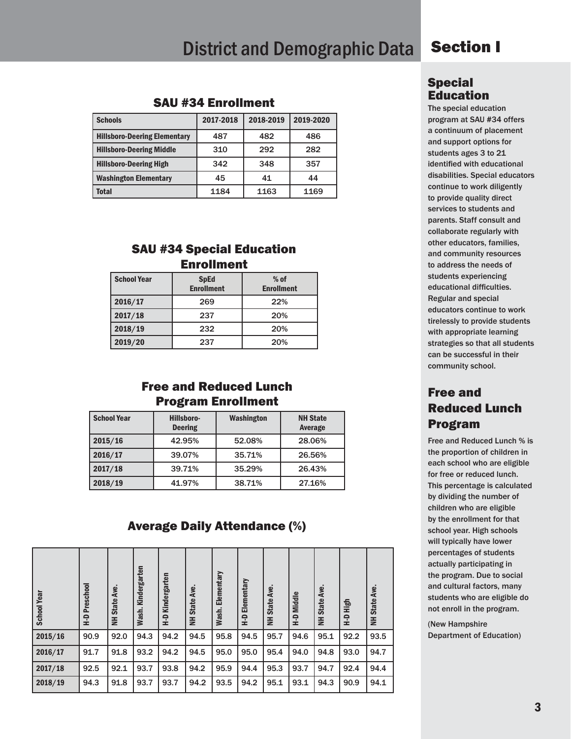# District and Demographic Data

## Section I

### SAU #34 Enrollment

| Schools | 2017-2018 | 2018-2019 | 2019-2020 |
|---|---|---|---|
| Hillsboro-Deering Elementary | 487 | 482 | 486 |
| Hillsboro-Deering Middle | 310 | 292 | 282 |
| Hillsboro-Deering High | 342 | 348 | 357 |
| Washington Elementary | 45 | 41 | 44 |
| Total | 1184 | 1163 | 1169 |

### SAU #34 Special Education Enrollment

| School Year | SpEd Enrollment | % of Enrollment |
|---|---|---|
| 2016/17 | 269 | 22% |
| 2017/18 | 237 | 20% |
| 2018/19 | 232 | 20% |
| 2019/20 | 237 | 20% |

### Free and Reduced Lunch Program Enrollment

| School Year | Hillsboro-Deering | Washington | NH State Average |
|---|---|---|---|
| 2015/16 | 42.95% | 52.08% | 28.06% |
| 2016/17 | 39.07% | 35.71% | 26.56% |
| 2017/18 | 39.71% | 35.29% | 26.43% |
| 2018/19 | 41.97% | 38.71% | 27.16% |

### Average Daily Attendance (%)

| School Year | H-D Preschool | NH State Ave. | Wash. Kindergarten | H-D Kindergarten | NH State Ave. | Wash. Elementary | H-D Elementary | NH State Ave. | H-D Middle | NH State Ave. | H-D High | NH State Ave. |
|---|---|---|---|---|---|---|---|---|---|---|---|---|
| 2015/16 | 90.9 | 92.0 | 94.3 | 94.2 | 94.5 | 95.8 | 94.5 | 95.7 | 94.6 | 95.1 | 92.2 | 93.5 |
| 2016/17 | 91.7 | 91.8 | 93.2 | 94.2 | 94.5 | 95.0 | 95.0 | 95.4 | 94.0 | 94.8 | 93.0 | 94.7 |
| 2017/18 | 92.5 | 92.1 | 93.7 | 93.8 | 94.2 | 95.9 | 94.4 | 95.3 | 93.7 | 94.7 | 92.4 | 94.4 |
| 2018/19 | 94.3 | 91.8 | 93.7 | 93.7 | 94.2 | 93.5 | 94.2 | 95.1 | 93.1 | 94.3 | 90.9 | 94.1 |

### Special Education

The special education program at SAU #34 offers a continuum of placement and support options for students ages 3 to 21 identified with educational disabilities. Special educators continue to work diligently to provide quality direct services to students and parents. Staff consult and collaborate regularly with other educators, families, and community resources to address the needs of students experiencing educational difficulties. Regular and special educators continue to work tirelessly to provide students with appropriate learning strategies so that all students can be successful in their community school.

### Free and Reduced Lunch Program

Free and Reduced Lunch % is the proportion of children in each school who are eligible for free or reduced lunch. This percentage is calculated by dividing the number of children who are eligible by the enrollment for that school year. High schools will typically have lower percentages of students actually participating in the program. Due to social and cultural factors, many students who are eligible do not enroll in the program.

(New Hampshire Department of Education)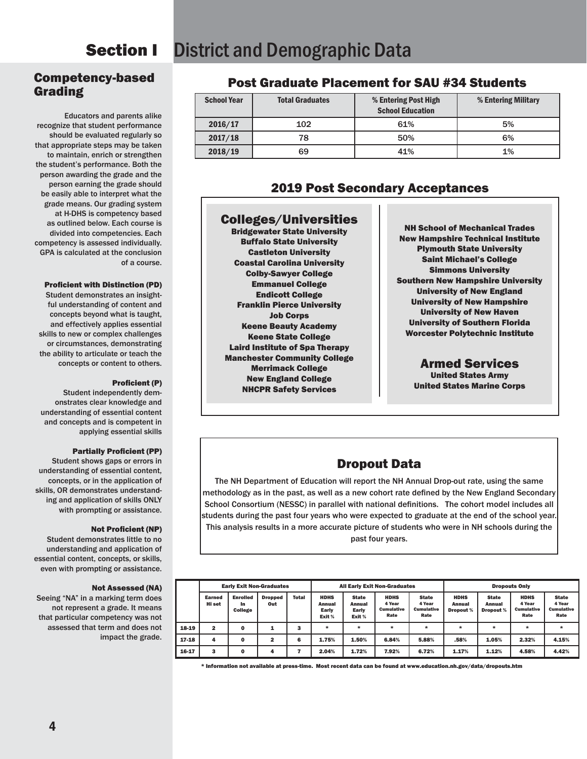# Section I District and Demographic Data

## Competency-based Grading

Educators and parents alike recognize that student performance should be evaluated regularly so that appropriate steps may be taken to maintain, enrich or strengthen the student's performance. Both the person awarding the grade and the person earning the grade should be easily able to interpret what the grade means. Our grading system at H-DHS is competency based as outlined below. Each course is divided into competencies. Each competency is assessed individually. GPA is calculated at the conclusion of a course.

**Proficient with Distinction (PD)**
Student demonstrates an insightful understanding of content and concepts beyond what is taught, and effectively applies essential skills to new or complex challenges or circumstances, demonstrating the ability to articulate or teach the concepts or content to others.

**Proficient (P)**
Student independently demonstrates clear knowledge and understanding of essential content and concepts and is competent in applying essential skills

**Partially Proficient (PP)**
Student shows gaps or errors in understanding of essential content, concepts, or in the application of skills, OR demonstrates understanding and application of skills ONLY with prompting or assistance.

**Not Proficient (NP)**
Student demonstrates little to no understanding and application of essential content, concepts, or skills, even with prompting or assistance.

**Not Assessed (NA)**
Seeing "NA" in a marking term does not represent a grade. It means that particular competency was not assessed that term and does not impact the grade.

## Post Graduate Placement for SAU #34 Students

| School Year | Total Graduates | % Entering Post High School Education | % Entering Military |
|---|---|---|---|
| 2016/17 | 102 | 61% | 5% |
| 2017/18 | 78 | 50% | 6% |
| 2018/19 | 69 | 41% | 1% |

## 2019 Post Secondary Acceptances

### Colleges/Universities

Bridgewater State University
Buffalo State University
Castleton University
Coastal Carolina University
Colby-Sawyer College
Emmanuel College
Endicott College
Franklin Pierce University
Job Corps
Keene Beauty Academy
Keene State College
Laird Institute of Spa Therapy
Manchester Community College
Merrimack College
New England College
NHCPR Safety Services
NH School of Mechanical Trades
New Hampshire Technical Institute
Plymouth State University
Saint Michael's College
Simmons University
Southern New Hampshire University
University of New England
University of New Hampshire
University of New Haven
University of Southern Florida
Worcester Polytechnic Institute

### Armed Services

United States Army
United States Marine Corps

## Dropout Data

The NH Department of Education will report the NH Annual Drop-out rate, using the same methodology as in the past, as well as a new cohort rate defined by the New England Secondary School Consortium (NESSC) in parallel with national definitions. The cohort model includes all students during the past four years who were expected to graduate at the end of the school year. This analysis results in a more accurate picture of students who were in NH schools during the past four years.

| | Early Exit Non-Graduates | | | | All Early Exit Non-Graduates | | | | Dropouts Only | | | |
|---|---|---|---|---|---|---|---|---|---|---|---|---|
| | Earned Hi set | Enrolled In College | Dropped Out | Total | HDHS Annual Early Exit % | State Annual Early Exit % | HDHS 4 Year Cumulative Rate | State 4 Year Cumulative Rate | HDHS Annual Dropout % | State Annual Dropout % | HDHS 4 Year Cumulative Rate | State 4 Year Cumulative Rate |
| 18-19 | 2 | 0 | 1 | 3 | * | * | * | * | * | * | * | * |
| 17-18 | 4 | 0 | 2 | 6 | 1.75% | 1.50% | 6.84% | 5.88% | .58% | 1.05% | 2.32% | 4.15% |
| 16-17 | 3 | 0 | 4 | 7 | 2.04% | 1.72% | 7.92% | 6.72% | 1.17% | 1.12% | 4.58% | 4.42% |

* Information not available at press-time. Most recent data can be found at www.education.nh.gov/data/dropouts.htm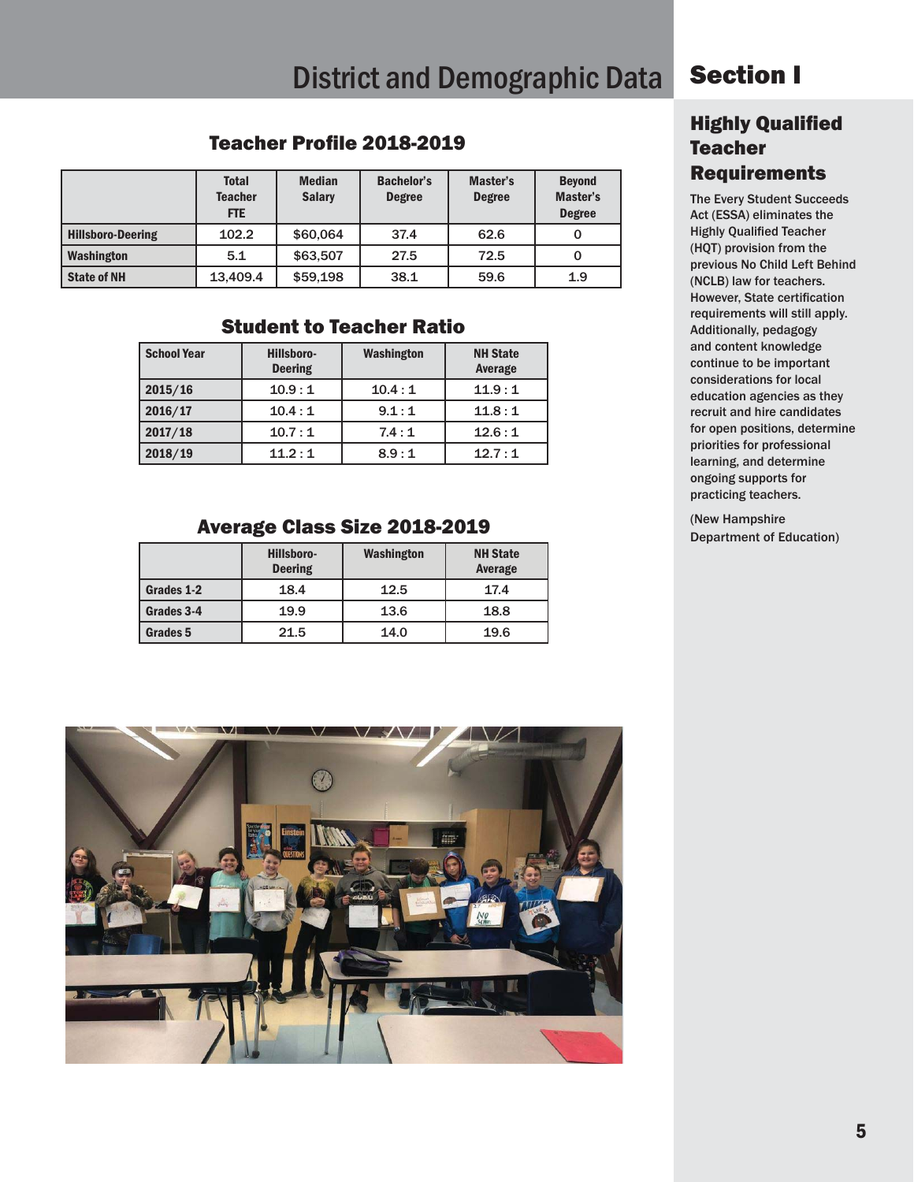# District and Demographic Data

## Section I

### Teacher Profile 2018-2019

| | Total Teacher FTE | Median Salary | Bachelor's Degree | Master's Degree | Beyond Master's Degree |
|---|---|---|---|---|---|
| Hillsboro-Deering | 102.2 | $60,064 | 37.4 | 62.6 | 0 |
| Washington | 5.1 | $63,507 | 27.5 | 72.5 | 0 |
| State of NH | 13,409.4 | $59,198 | 38.1 | 59.6 | 1.9 |

### Student to Teacher Ratio

| School Year | Hillsboro-Deering | Washington | NH State Average |
|---|---|---|---|
| 2015/16 | 10.9 : 1 | 10.4 : 1 | 11.9 : 1 |
| 2016/17 | 10.4 : 1 | 9.1 : 1 | 11.8 : 1 |
| 2017/18 | 10.7 : 1 | 7.4 : 1 | 12.6 : 1 |
| 2018/19 | 11.2 : 1 | 8.9 : 1 | 12.7 : 1 |

### Average Class Size 2018-2019

| | Hillsboro-Deering | Washington | NH State Average |
|---|---|---|---|
| Grades 1-2 | 18.4 | 12.5 | 17.4 |
| Grades 3-4 | 19.9 | 13.6 | 18.8 |
| Grades 5 | 21.5 | 14.0 | 19.6 |

### Highly Qualified Teacher Requirements

The Every Student Succeeds Act (ESSA) eliminates the Highly Qualified Teacher (HQT) provision from the previous No Child Left Behind (NCLB) law for teachers. However, State certification requirements will still apply. Additionally, pedagogy and content knowledge continue to be important considerations for local education agencies as they recruit and hire candidates for open positions, determine priorities for professional learning, and determine ongoing supports for practicing teachers.

(New Hampshire Department of Education)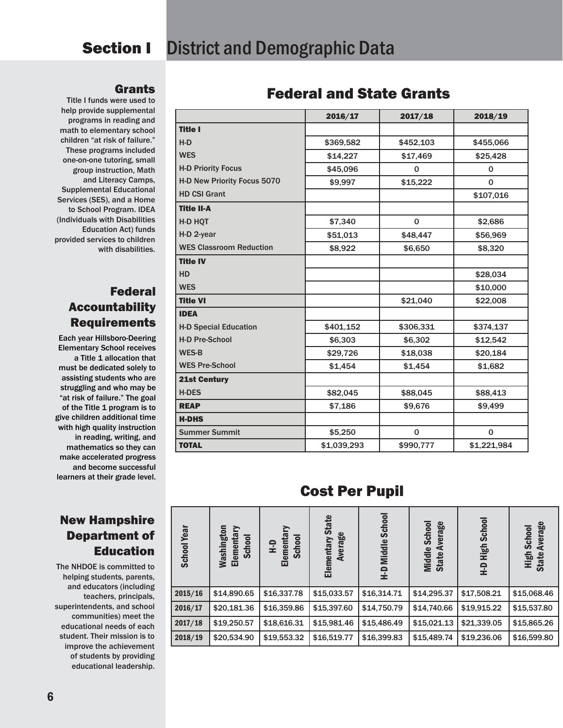# Section I District and Demographic Data

## Grants

Title I funds were used to help provide supplemental programs in reading and math to elementary school children "at risk of failure." These programs included one-on-one tutoring, small group instruction, Math and Literacy Camps, Supplemental Educational Services (SES), and a Home to School Program. IDEA (Individuals with Disabilities Education Act) funds provided services to children with disabilities.

## Federal Accountability Requirements

Each year Hillsboro-Deering Elementary School receives a Title 1 allocation that must be dedicated solely to assisting students who are struggling and who may be "at risk of failure." The goal of the Title 1 program is to give children additional time with high quality instruction in reading, writing, and mathematics so they can make accelerated progress and become successful learners at their grade level.

## New Hampshire Department of Education

The NHDOE is committed to helping students, parents, and educators (including teachers, principals, superintendents, and school communities) meet the educational needs of each student. Their mission is to improve the achievement of students by providing educational leadership.

## Federal and State Grants

| | 2016/17 | 2017/18 | 2018/19 |
|---|---|---|---|
| **Title I** | | | |
| H-D | $369,582 | $452,103 | $455,066 |
| WES | $14,227 | $17,469 | $25,428 |
| H-D Priority Focus | $45,096 | 0 | 0 |
| H-D New Priority Focus 5070 | $9,997 | $15,222 | 0 |
| HD CSI Grant | | | $107,016 |
| **Title II-A** | | | |
| H-D HQT | $7,340 | 0 | $2,686 |
| H-D 2-year | $51,013 | $48,447 | $56,969 |
| WES Classroom Reduction | $8,922 | $6,650 | $8,320 |
| **Title IV** | | | |
| HD | | | $28,034 |
| WES | | | $10,000 |
| **Title VI** | | $21,040 | $22,008 |
| **IDEA** | | | |
| H-D Special Education | $401,152 | $306,331 | $374,137 |
| H-D Pre-School | $6,303 | $6,302 | $12,542 |
| WES-B | $29,726 | $18,038 | $20,184 |
| WES Pre-School | $1,454 | $1,454 | $1,682 |
| **21st Century** | | | |
| H-DES | $82,045 | $88,045 | $88,413 |
| **REAP** | $7,186 | $9,676 | $9,499 |
| **H-DHS** | | | |
| Summer Summit | $5,250 | 0 | 0 |
| **TOTAL** | $1,039,293 | $990,777 | $1,221,984 |

## Cost Per Pupil

| School Year | Washington Elementary School | H-D Elementary School | Elementary State Average | H-D Middle School | Middle School State Average | H-D High School | High School State Average |
|---|---|---|---|---|---|---|---|
| 2015/16 | $14,890.65 | $16,337.78 | $15,033.57 | $16,314.71 | $14,295.37 | $17,508.21 | $15,068.46 |
| 2016/17 | $20,181.36 | $16,359.86 | $15,397.60 | $14,750.79 | $14,740.66 | $19,915.22 | $15,537.80 |
| 2017/18 | $19,250.57 | $18,616.31 | $15,981.46 | $15,486.49 | $15,021.13 | $21,339.05 | $15,865.26 |
| 2018/19 | $20,534.90 | $19,553.32 | $16,519.77 | $16,399.83 | $15,489.74 | $19,236.06 | $16,599.80 |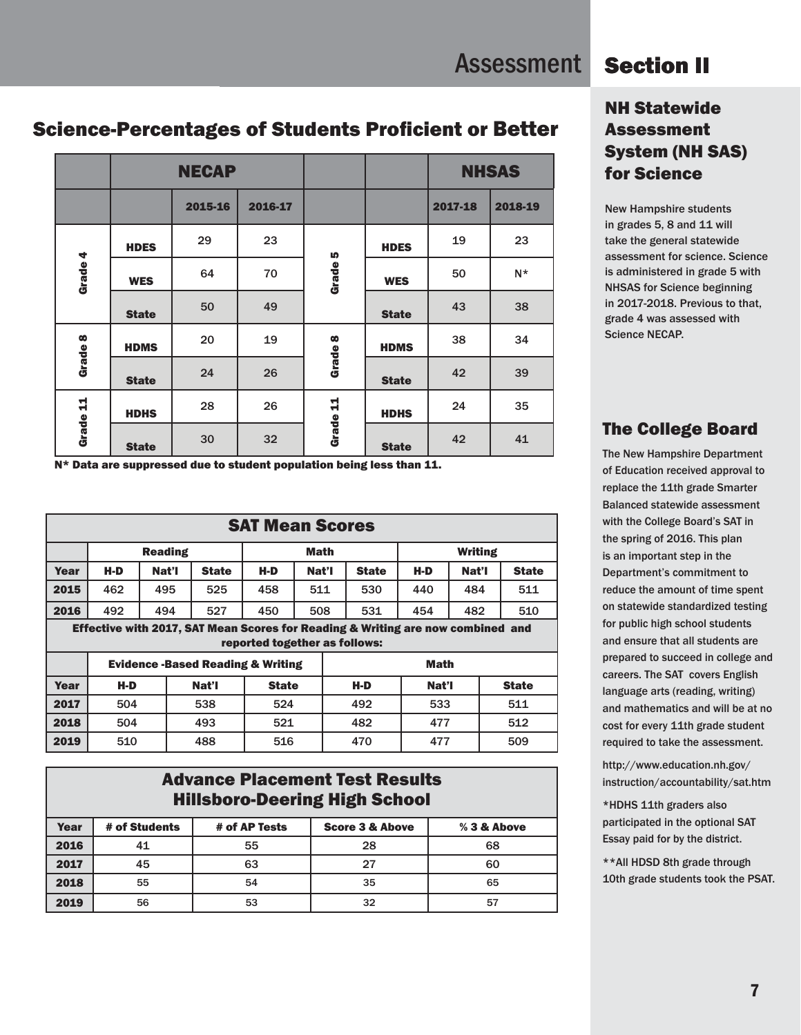# Assessment Section II

## Science-Percentages of Students Proficient or Better

| | NECAP | | | | | NHSAS | |
|---|---|---|---|---|---|---|---|
| | | 2015-16 | 2016-17 | | | 2017-18 | 2018-19 |
| Grade 4 | HDES | 29 | 23 | Grade 5 | HDES | 19 | 23 |
| | WES | 64 | 70 | | WES | 50 | N* |
| | State | 50 | 49 | | State | 43 | 38 |
| Grade 8 | HDMS | 20 | 19 | Grade 8 | HDMS | 38 | 34 |
| | State | 24 | 26 | | State | 42 | 39 |
| Grade 11 | HDHS | 28 | 26 | Grade 11 | HDHS | 24 | 35 |
| | State | 30 | 32 | | State | 42 | 41 |

**N* Data are suppressed due to student population being less than 11.**

## SAT Mean Scores

| | Reading | | | Math | | | Writing | | |
|---|---|---|---|---|---|---|---|---|---|
| Year | H-D | Nat'l | State | H-D | Nat'l | State | H-D | Nat'l | State |
| 2015 | 462 | 495 | 525 | 458 | 511 | 530 | 440 | 484 | 511 |
| 2016 | 492 | 494 | 527 | 450 | 508 | 531 | 454 | 482 | 510 |

**Effective with 2017, SAT Mean Scores for Reading & Writing are now combined and reported together as follows:**

| | Evidence -Based Reading & Writing | | | Math | | |
|---|---|---|---|---|---|---|
| Year | H-D | Nat'l | State | H-D | Nat'l | State |
| 2017 | 504 | 538 | 524 | 492 | 533 | 511 |
| 2018 | 504 | 493 | 521 | 482 | 477 | 512 |
| 2019 | 510 | 488 | 516 | 470 | 477 | 509 |

## Advance Placement Test Results Hillsboro-Deering High School

| Year | # of Students | # of AP Tests | Score 3 & Above | % 3 & Above |
|---|---|---|---|---|
| 2016 | 41 | 55 | 28 | 68 |
| 2017 | 45 | 63 | 27 | 60 |
| 2018 | 55 | 54 | 35 | 65 |
| 2019 | 56 | 53 | 32 | 57 |

## NH Statewide Assessment System (NH SAS) for Science

New Hampshire students in grades 5, 8 and 11 will take the general statewide assessment for science. Science is administered in grade 5 with NHSAS for Science beginning in 2017-2018. Previous to that, grade 4 was assessed with Science NECAP.

## The College Board

The New Hampshire Department of Education received approval to replace the 11th grade Smarter Balanced statewide assessment with the College Board's SAT in the spring of 2016. This plan is an important step in the Department's commitment to reduce the amount of time spent on statewide standardized testing for public high school students and ensure that all students are prepared to succeed in college and careers. The SAT covers English language arts (reading, writing) and mathematics and will be at no cost for every 11th grade student required to take the assessment.

http://www.education.nh.gov/instruction/accountability/sat.htm

*HDHS 11th graders also participated in the optional SAT Essay paid for by the district.

**All HDSD 8th grade through 10th grade students took the PSAT.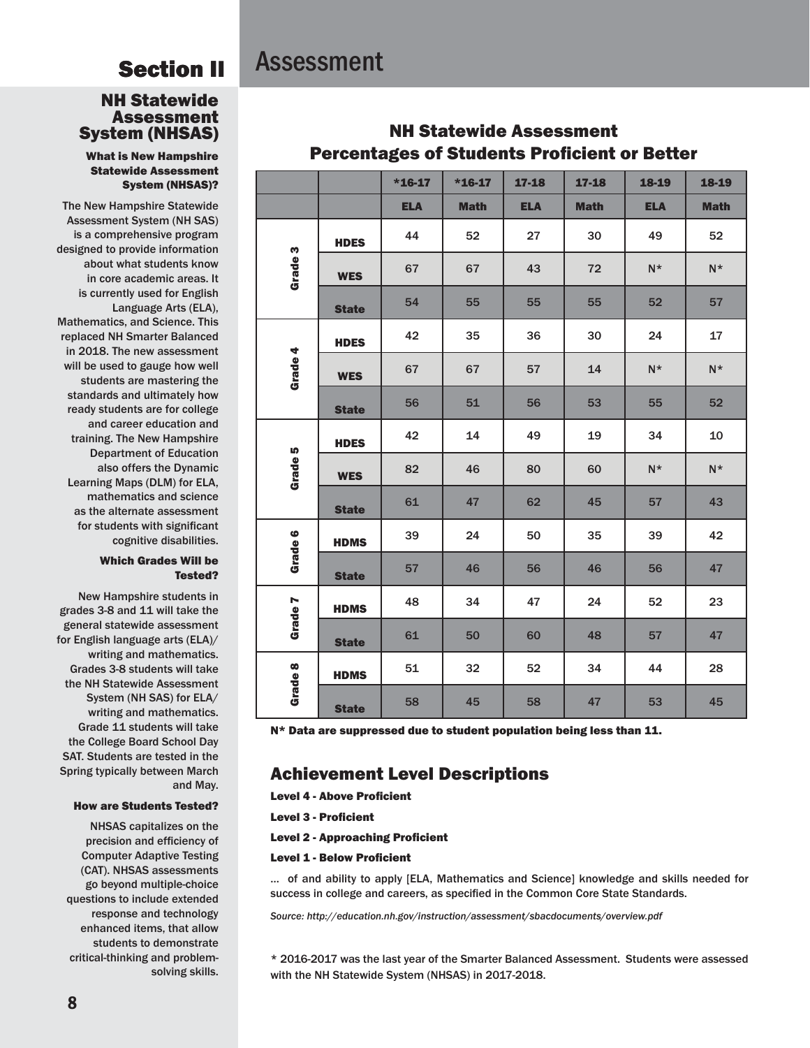# Section II Assessment

## NH Statewide Assessment System (NHSAS)

### What is New Hampshire Statewide Assessment System (NHSAS)?

The New Hampshire Statewide Assessment System (NH SAS) is a comprehensive program designed to provide information about what students know in core academic areas. It is currently used for English Language Arts (ELA), Mathematics, and Science. This replaced NH Smarter Balanced in 2018. The new assessment will be used to gauge how well students are mastering the standards and ultimately how ready students are for college and career education and training. The New Hampshire Department of Education also offers the Dynamic Learning Maps (DLM) for ELA, mathematics and science as the alternate assessment for students with significant cognitive disabilities.

### Which Grades Will be Tested?

New Hampshire students in grades 3-8 and 11 will take the general statewide assessment for English language arts (ELA)/ writing and mathematics. Grades 3-8 students will take the NH Statewide Assessment System (NH SAS) for ELA/ writing and mathematics. Grade 11 students will take the College Board School Day SAT. Students are tested in the Spring typically between March and May.

### How are Students Tested?

NHSAS capitalizes on the precision and efficiency of Computer Adaptive Testing (CAT). NHSAS assessments go beyond multiple-choice questions to include extended response and technology enhanced items, that allow students to demonstrate critical-thinking and problem-solving skills.

## NH Statewide Assessment Percentages of Students Proficient or Better

| | | *16-17 | *16-17 | 17-18 | 17-18 | 18-19 | 18-19 |
|---|---|---|---|---|---|---|---|
| | | ELA | Math | ELA | Math | ELA | Math |
| Grade 3 | HDES | 44 | 52 | 27 | 30 | 49 | 52 |
| | WES | 67 | 67 | 43 | 72 | N* | N* |
| | State | 54 | 55 | 55 | 55 | 52 | 57 |
| Grade 4 | HDES | 42 | 35 | 36 | 30 | 24 | 17 |
| | WES | 67 | 67 | 57 | 14 | N* | N* |
| | State | 56 | 51 | 56 | 53 | 55 | 52 |
| Grade 5 | HDES | 42 | 14 | 49 | 19 | 34 | 10 |
| | WES | 82 | 46 | 80 | 60 | N* | N* |
| | State | 61 | 47 | 62 | 45 | 57 | 43 |
| Grade 6 | HDMS | 39 | 24 | 50 | 35 | 39 | 42 |
| | State | 57 | 46 | 56 | 46 | 56 | 47 |
| Grade 7 | HDMS | 48 | 34 | 47 | 24 | 52 | 23 |
| | State | 61 | 50 | 60 | 48 | 57 | 47 |
| Grade 8 | HDMS | 51 | 32 | 52 | 34 | 44 | 28 |
| | State | 58 | 45 | 58 | 47 | 53 | 45 |

**N* Data are suppressed due to student population being less than 11.**

## Achievement Level Descriptions

**Level 4 - Above Proficient**

**Level 3 - Proficient**

**Level 2 - Approaching Proficient**

**Level 1 - Below Proficient**

... of and ability to apply [ELA, Mathematics and Science] knowledge and skills needed for success in college and careers, as specified in the Common Core State Standards.

*Source: http://education.nh.gov/instruction/assessment/sbacdocuments/overview.pdf*

* 2016-2017 was the last year of the Smarter Balanced Assessment. Students were assessed with the NH Statewide System (NHSAS) in 2017-2018.